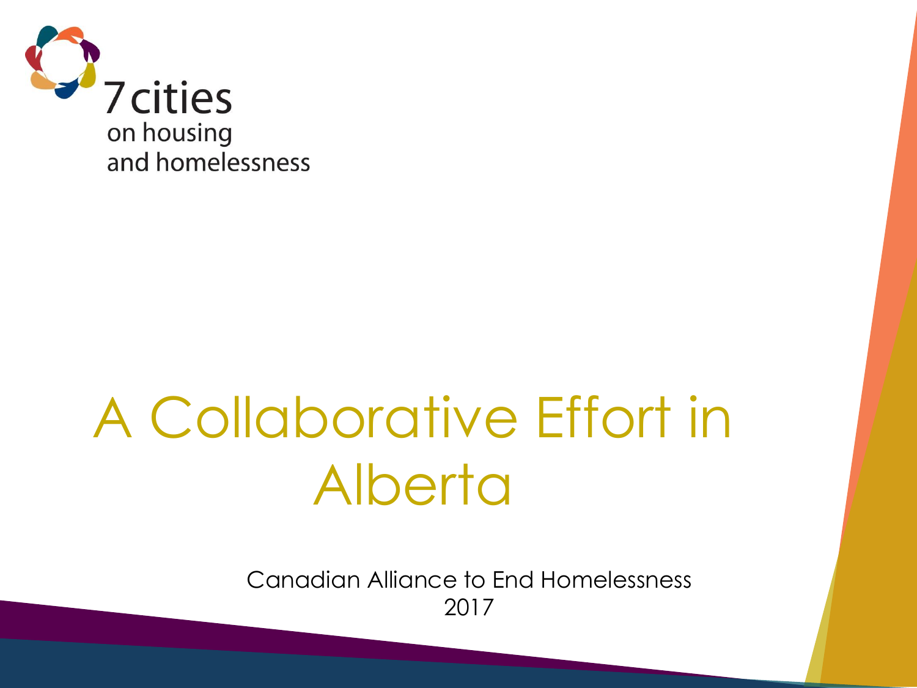7cities
on housing
and homelessness

# A Collaborative Effort in Alberta

Canadian Alliance to End Homelessness
2017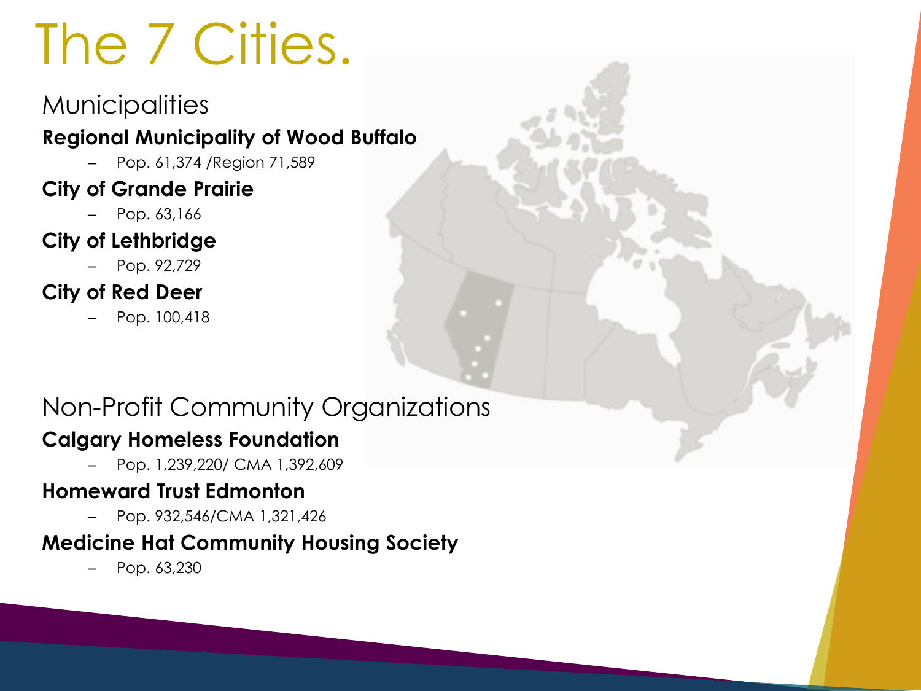# The 7 Cities.

## Municipalities

**Regional Municipality of Wood Buffalo**

- Pop. 61,374 /Region 71,589

**City of Grande Prairie**

- Pop. 63,166

**City of Lethbridge**

- Pop. 92,729

**City of Red Deer**

- Pop. 100,418

## Non-Profit Community Organizations

**Calgary Homeless Foundation**

- Pop. 1,239,220/ CMA 1,392,609

**Homeward Trust Edmonton**

- Pop. 932,546/CMA 1,321,426

**Medicine Hat Community Housing Society**

- Pop. 63,230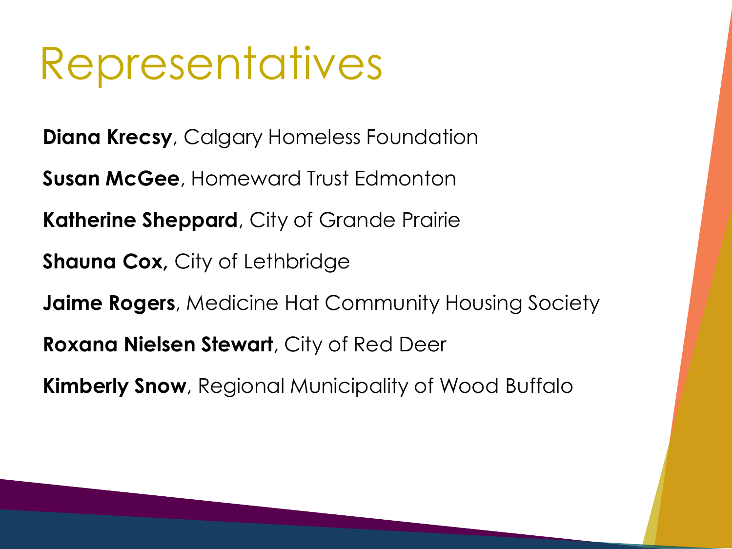# Representatives

**Diana Krecsy**, Calgary Homeless Foundation

**Susan McGee**, Homeward Trust Edmonton

**Katherine Sheppard**, City of Grande Prairie

**Shauna Cox,** City of Lethbridge

**Jaime Rogers**, Medicine Hat Community Housing Society

**Roxana Nielsen Stewart**, City of Red Deer

**Kimberly Snow**, Regional Municipality of Wood Buffalo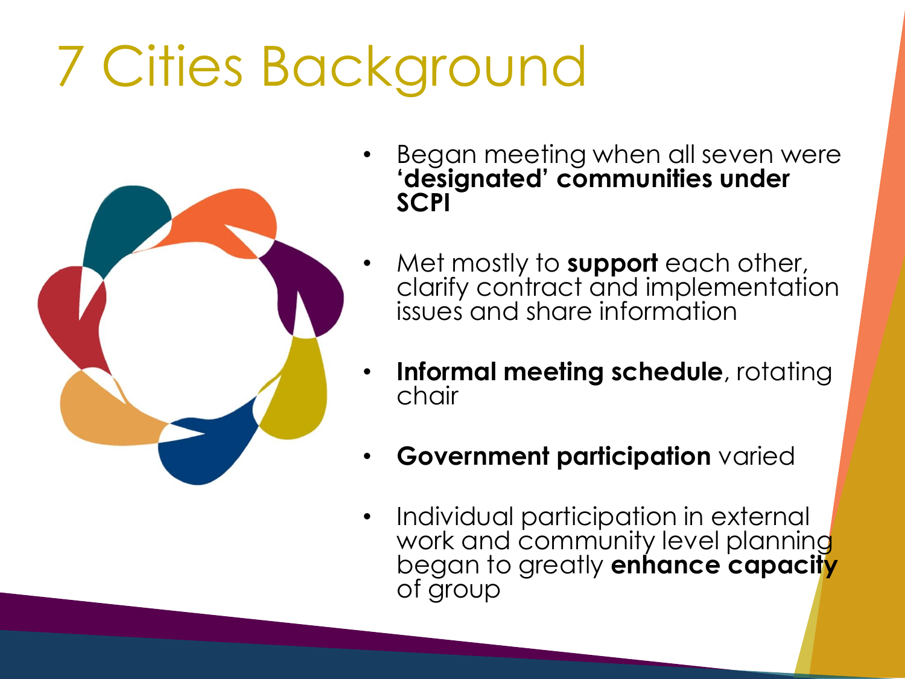# 7 Cities Background

- Began meeting when all seven were **'designated' communities under SCPI**
- Met mostly to **support** each other, clarify contract and implementation issues and share information
- **Informal meeting schedule**, rotating chair
- **Government participation** varied
- Individual participation in external work and community level planning began to greatly **enhance capacity** of group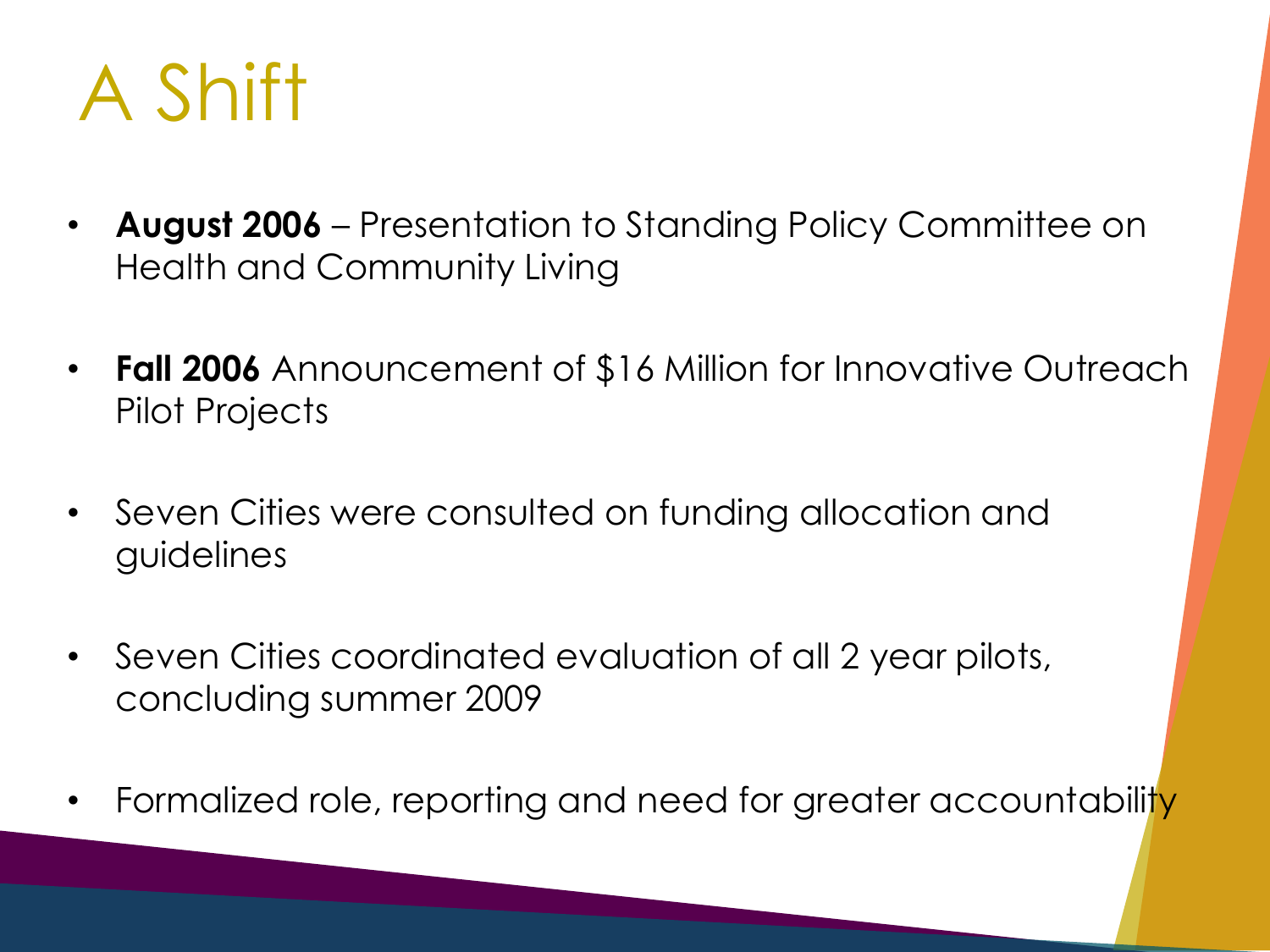# A Shift

- **August 2006** – Presentation to Standing Policy Committee on Health and Community Living
- **Fall 2006** Announcement of $16 Million for Innovative Outreach Pilot Projects
- Seven Cities were consulted on funding allocation and guidelines
- Seven Cities coordinated evaluation of all 2 year pilots, concluding summer 2009
- Formalized role, reporting and need for greater accountability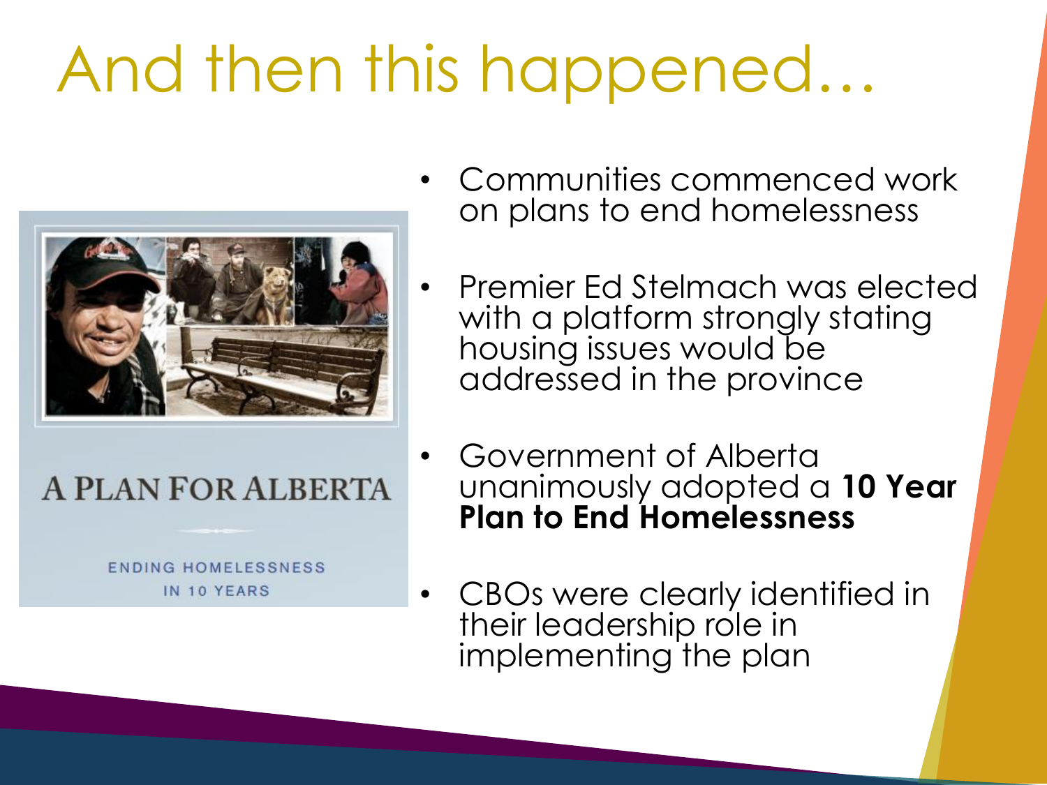# And then this happened…

A PLAN FOR ALBERTA

ENDING HOMELESSNESS IN 10 YEARS

- Communities commenced work on plans to end homelessness
- Premier Ed Stelmach was elected with a platform strongly stating housing issues would be addressed in the province
- Government of Alberta unanimously adopted a **10 Year Plan to End Homelessness**
- CBOs were clearly identified in their leadership role in implementing the plan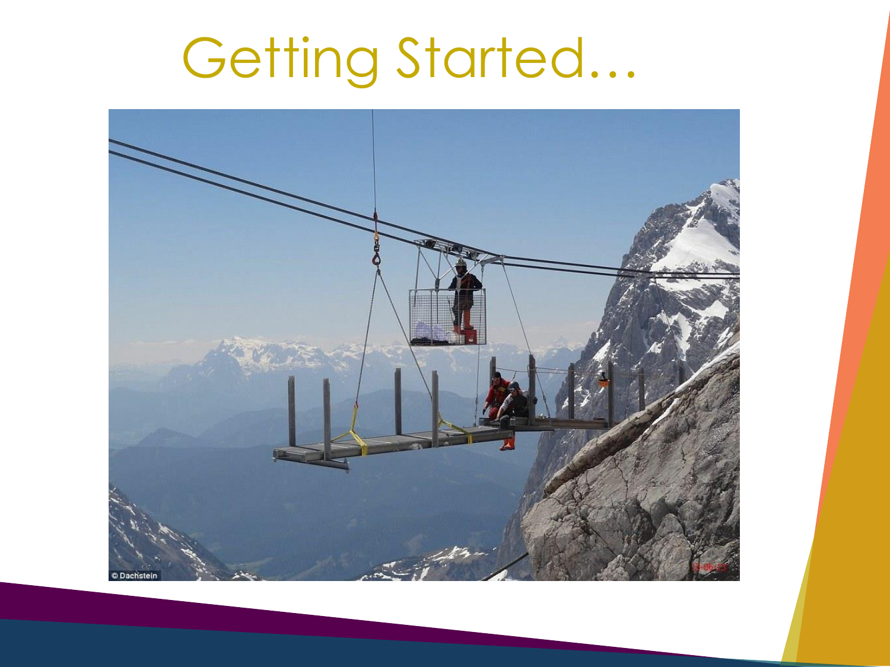# Getting Started…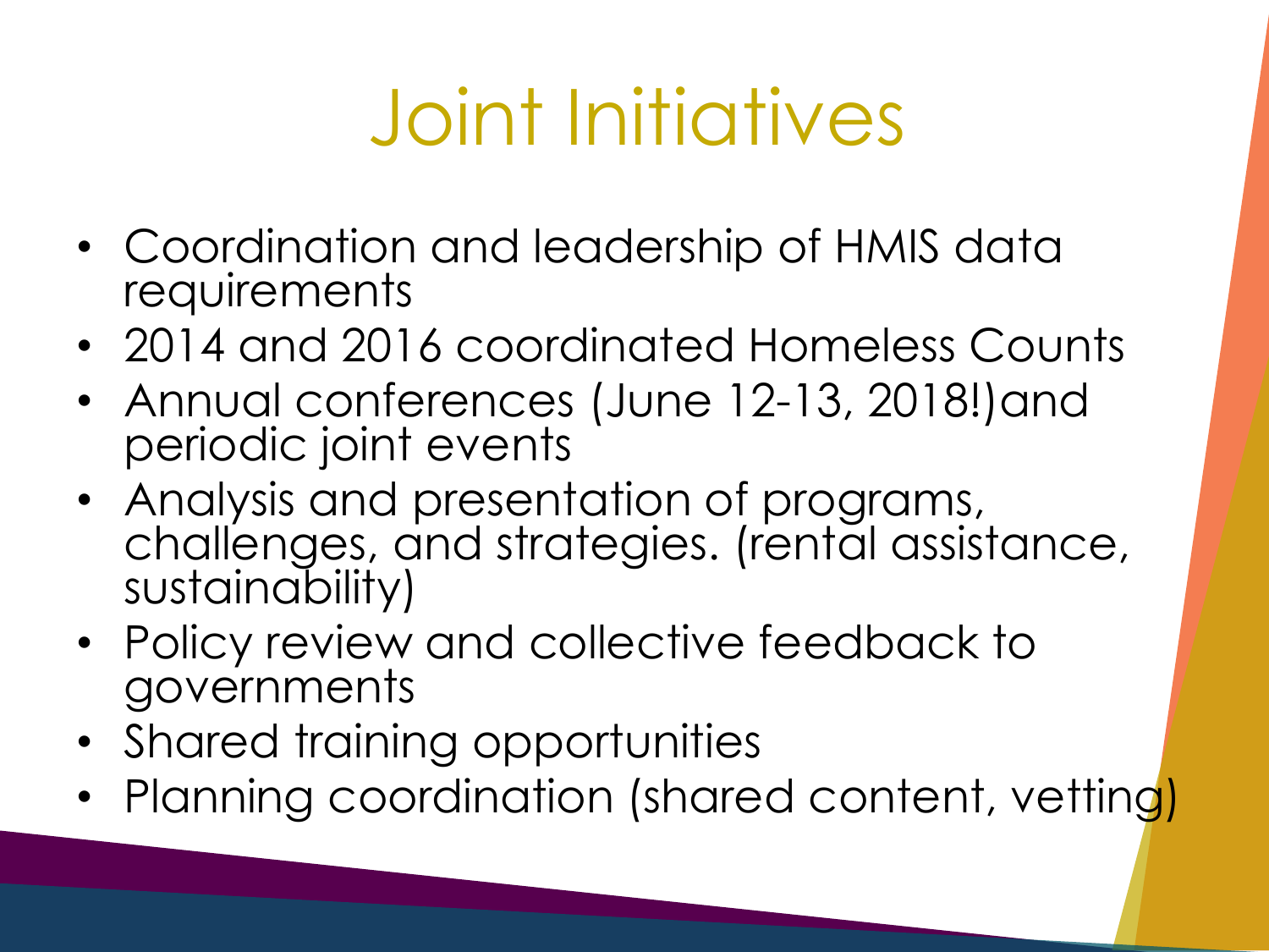# Joint Initiatives

- Coordination and leadership of HMIS data requirements
- 2014 and 2016 coordinated Homeless Counts
- Annual conferences (June 12-13, 2018!)and periodic joint events
- Analysis and presentation of programs, challenges, and strategies. (rental assistance, sustainability)
- Policy review and collective feedback to governments
- Shared training opportunities
- Planning coordination (shared content, vetting)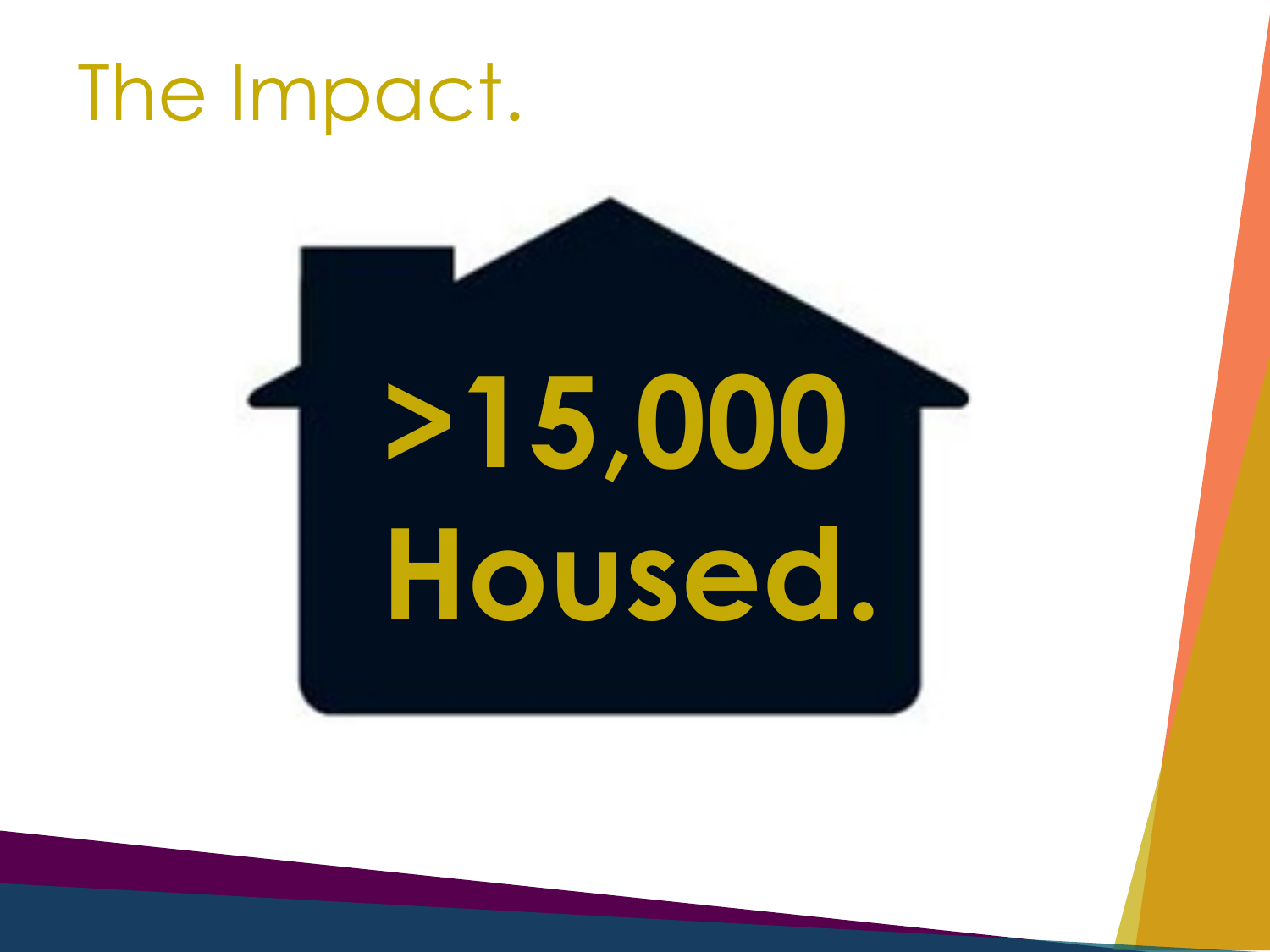# The Impact.

**>15,000**

**Housed.**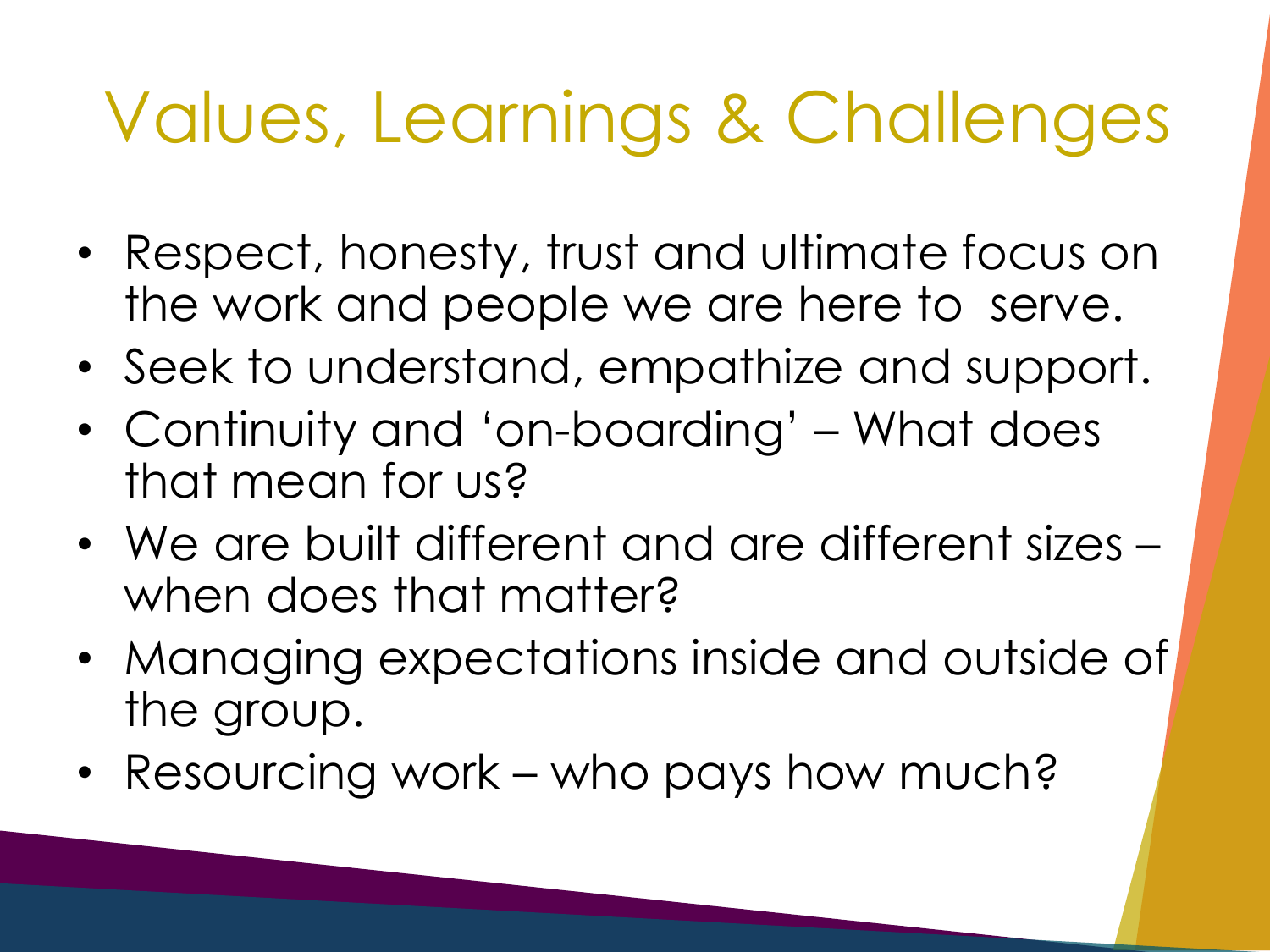# Values, Learnings & Challenges

- Respect, honesty, trust and ultimate focus on the work and people we are here to serve.
- Seek to understand, empathize and support.
- Continuity and 'on-boarding' – What does that mean for us?
- We are built different and are different sizes – when does that matter?
- Managing expectations inside and outside of the group.
- Resourcing work – who pays how much?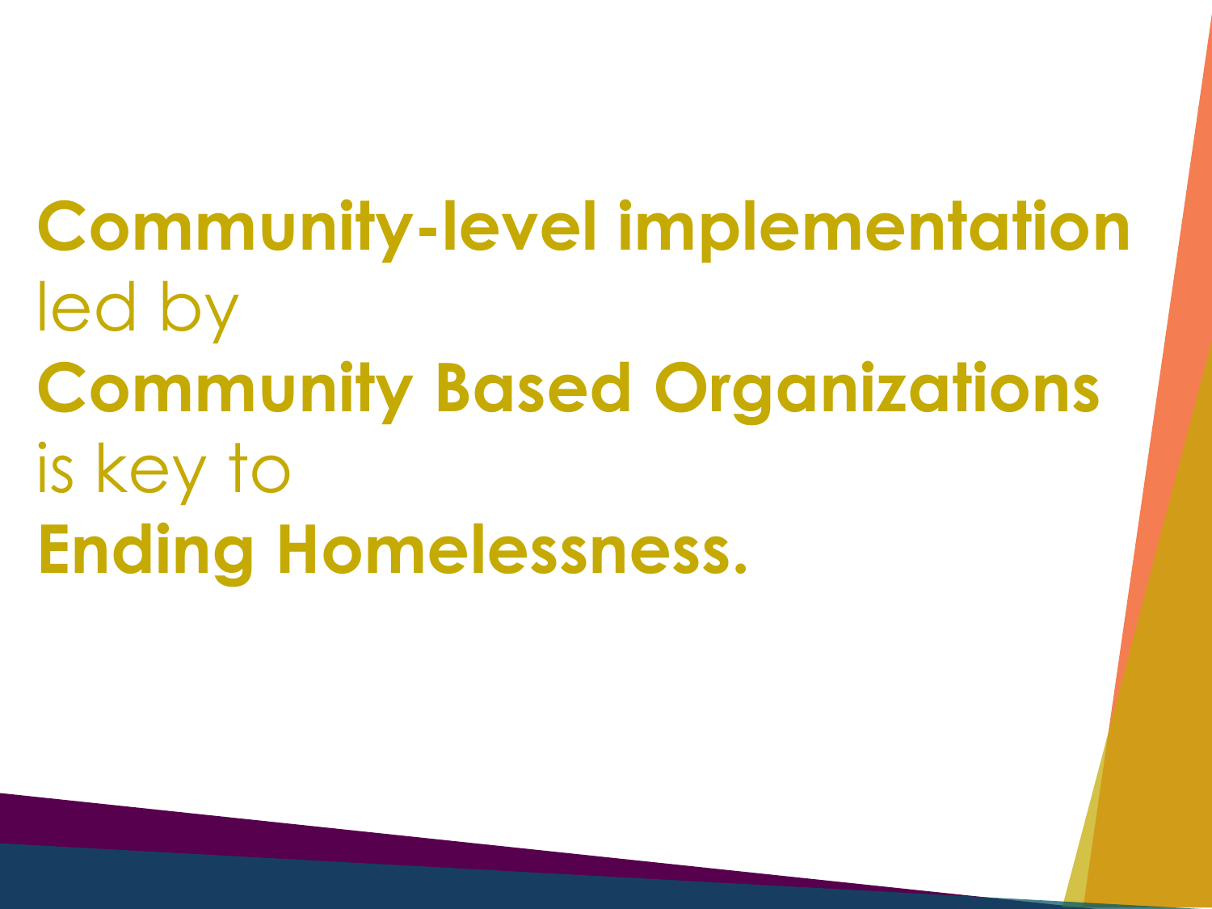**Community-level implementation**
led by
**Community Based Organizations**
is key to
**Ending Homelessness.**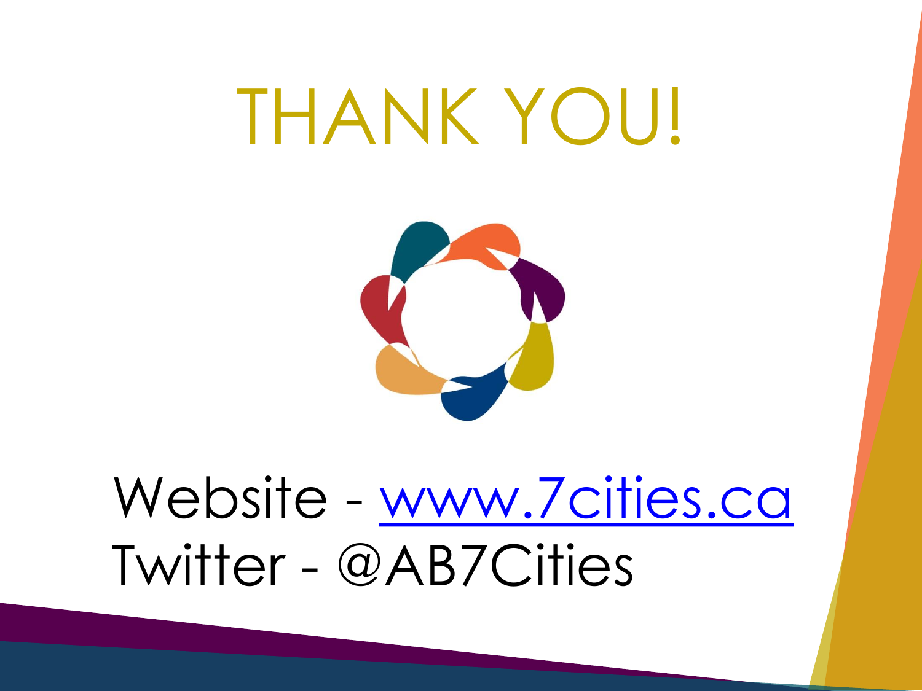# THANK YOU!

Website - www.7cities.ca
Twitter - @AB7Cities